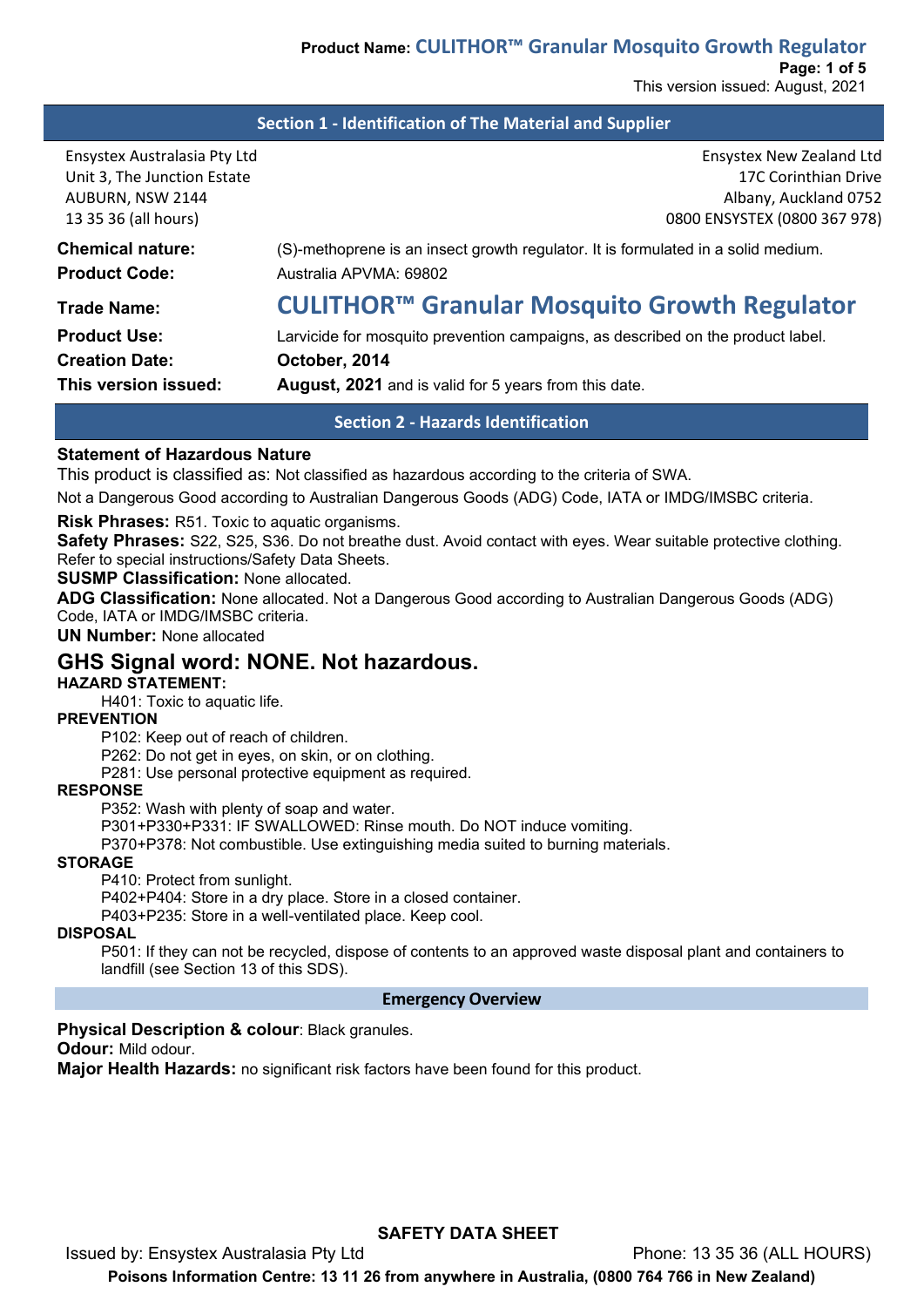## Section 1 - Identification of The Material and Supplier

Ensystex Australasia Pty Ltd
Unit 3, The Junction Estate
AUBURN, NSW 2144
13 35 36 (all hours)

Ensystex New Zealand Ltd
17C Corinthian Drive
Albany, Auckland 0752
0800 ENSYSTEX (0800 367 978)

**Chemical nature:** (S)-methoprene is an insect growth regulator. It is formulated in a solid medium.

**Product Code:** Australia APVMA: 69802

**Trade Name:** **CULITHOR™ Granular Mosquito Growth Regulator**

**Product Use:** Larvicide for mosquito prevention campaigns, as described on the product label.

**Creation Date:** **October, 2014**

**This version issued:** **August, 2021** and is valid for 5 years from this date.

## Section 2 - Hazards Identification

**Statement of Hazardous Nature**

This product is classified as: Not classified as hazardous according to the criteria of SWA.

Not a Dangerous Good according to Australian Dangerous Goods (ADG) Code, IATA or IMDG/IMSBC criteria.

**Risk Phrases:** R51. Toxic to aquatic organisms.

**Safety Phrases:** S22, S25, S36. Do not breathe dust. Avoid contact with eyes. Wear suitable protective clothing. Refer to special instructions/Safety Data Sheets.

**SUSMP Classification:** None allocated.

**ADG Classification:** None allocated. Not a Dangerous Good according to Australian Dangerous Goods (ADG) Code, IATA or IMDG/IMSBC criteria.

**UN Number:** None allocated

### GHS Signal word: NONE. Not hazardous.

**HAZARD STATEMENT:**

H401: Toxic to aquatic life.

**PREVENTION**

P102: Keep out of reach of children.
P262: Do not get in eyes, on skin, or on clothing.
P281: Use personal protective equipment as required.

**RESPONSE**

P352: Wash with plenty of soap and water.
P301+P330+P331: IF SWALLOWED: Rinse mouth. Do NOT induce vomiting.
P370+P378: Not combustible. Use extinguishing media suited to burning materials.

**STORAGE**

P410: Protect from sunlight.
P402+P404: Store in a dry place. Store in a closed container.
P403+P235: Store in a well-ventilated place. Keep cool.

**DISPOSAL**

P501: If they can not be recycled, dispose of contents to an approved waste disposal plant and containers to landfill (see Section 13 of this SDS).

### Emergency Overview

**Physical Description & colour**: Black granules.

**Odour:** Mild odour.

**Major Health Hazards:** no significant risk factors have been found for this product.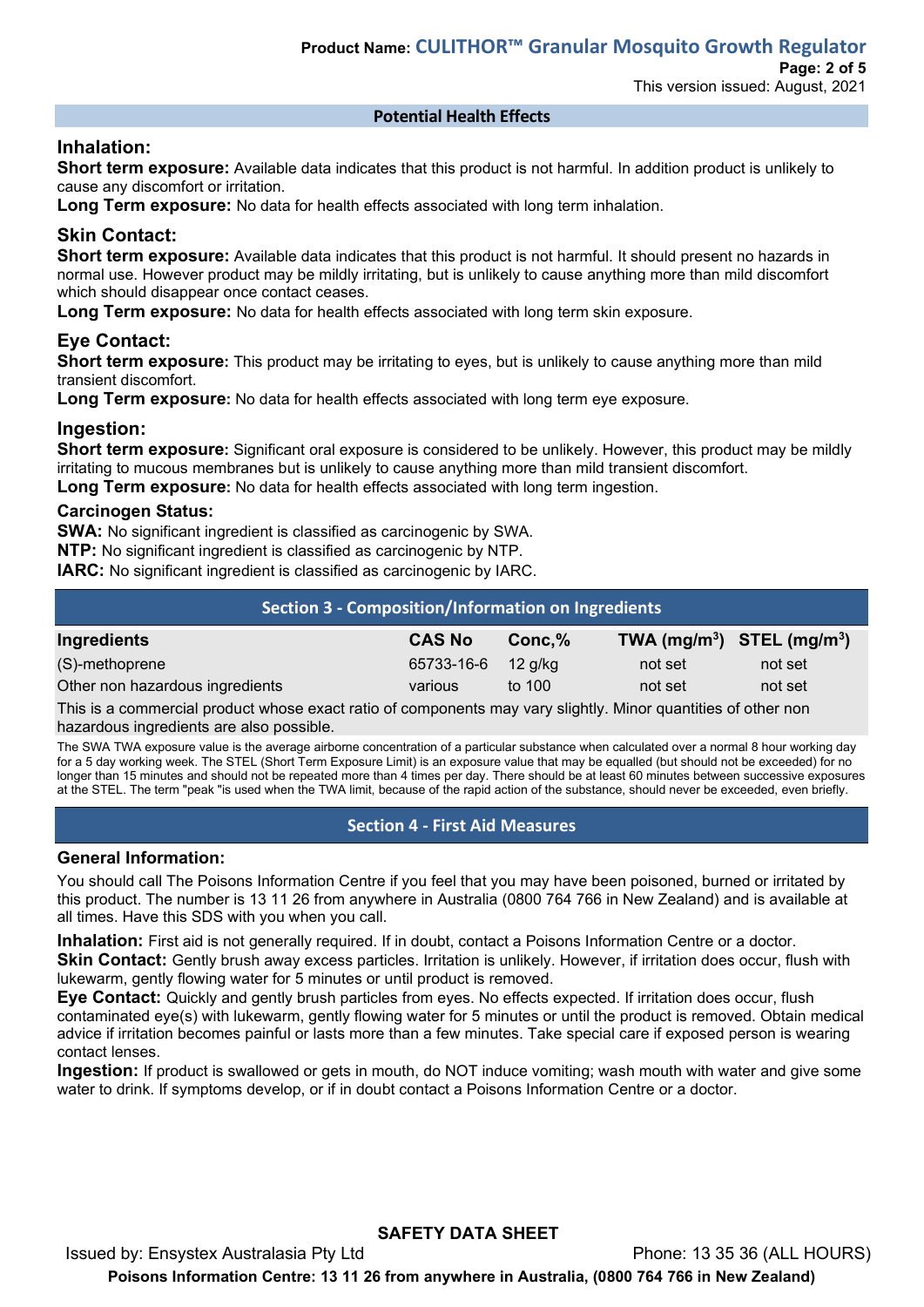## Potential Health Effects

### Inhalation:

**Short term exposure:** Available data indicates that this product is not harmful. In addition product is unlikely to cause any discomfort or irritation.

**Long Term exposure:** No data for health effects associated with long term inhalation.

### Skin Contact:

**Short term exposure:** Available data indicates that this product is not harmful. It should present no hazards in normal use. However product may be mildly irritating, but is unlikely to cause anything more than mild discomfort which should disappear once contact ceases.

**Long Term exposure:** No data for health effects associated with long term skin exposure.

### Eye Contact:

**Short term exposure:** This product may be irritating to eyes, but is unlikely to cause anything more than mild transient discomfort.

**Long Term exposure:** No data for health effects associated with long term eye exposure.

### Ingestion:

**Short term exposure:** Significant oral exposure is considered to be unlikely. However, this product may be mildly irritating to mucous membranes but is unlikely to cause anything more than mild transient discomfort.

**Long Term exposure:** No data for health effects associated with long term ingestion.

### Carcinogen Status:

**SWA:** No significant ingredient is classified as carcinogenic by SWA.

**NTP:** No significant ingredient is classified as carcinogenic by NTP.

**IARC:** No significant ingredient is classified as carcinogenic by IARC.

## Section 3 - Composition/Information on Ingredients

| Ingredients | CAS No | Conc,% | TWA ($mg/m^3$) | STEL ($mg/m^3$) |
|---|---|---|---|---|
| (S)-methoprene | 65733-16-6 | 12 g/kg | not set | not set |
| Other non hazardous ingredients | various | to 100 | not set | not set |

This is a commercial product whose exact ratio of components may vary slightly. Minor quantities of other non hazardous ingredients are also possible.

The SWA TWA exposure value is the average airborne concentration of a particular substance when calculated over a normal 8 hour working day for a 5 day working week. The STEL (Short Term Exposure Limit) is an exposure value that may be equalled (but should not be exceeded) for no longer than 15 minutes and should not be repeated more than 4 times per day. There should be at least 60 minutes between successive exposures at the STEL. The term "peak "is used when the TWA limit, because of the rapid action of the substance, should never be exceeded, even briefly.

## Section 4 - First Aid Measures

### General Information:

You should call The Poisons Information Centre if you feel that you may have been poisoned, burned or irritated by this product. The number is 13 11 26 from anywhere in Australia (0800 764 766 in New Zealand) and is available at all times. Have this SDS with you when you call.

**Inhalation:** First aid is not generally required. If in doubt, contact a Poisons Information Centre or a doctor.

**Skin Contact:** Gently brush away excess particles. Irritation is unlikely. However, if irritation does occur, flush with lukewarm, gently flowing water for 5 minutes or until product is removed.

**Eye Contact:** Quickly and gently brush particles from eyes. No effects expected. If irritation does occur, flush contaminated eye(s) with lukewarm, gently flowing water for 5 minutes or until the product is removed. Obtain medical advice if irritation becomes painful or lasts more than a few minutes. Take special care if exposed person is wearing contact lenses.

**Ingestion:** If product is swallowed or gets in mouth, do NOT induce vomiting; wash mouth with water and give some water to drink. If symptoms develop, or if in doubt contact a Poisons Information Centre or a doctor.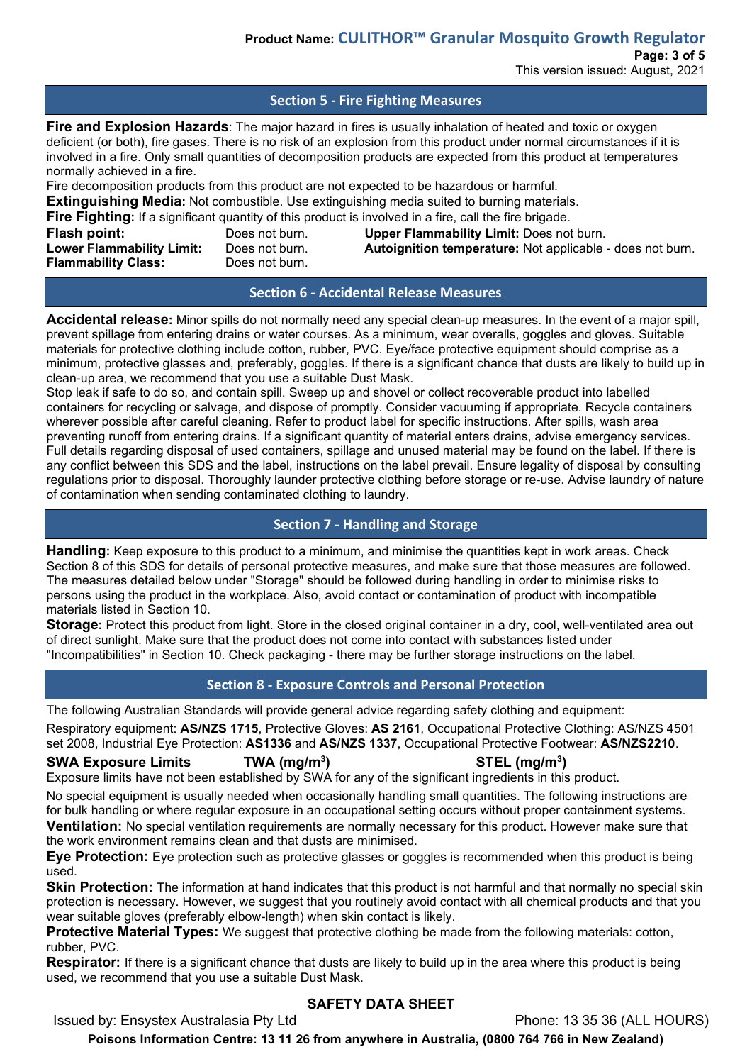## Section 5 - Fire Fighting Measures

**Fire and Explosion Hazards**: The major hazard in fires is usually inhalation of heated and toxic or oxygen deficient (or both), fire gases. There is no risk of an explosion from this product under normal circumstances if it is involved in a fire. Only small quantities of decomposition products are expected from this product at temperatures normally achieved in a fire.

Fire decomposition products from this product are not expected to be hazardous or harmful.

**Extinguishing Media:** Not combustible. Use extinguishing media suited to burning materials.

**Fire Fighting:** If a significant quantity of this product is involved in a fire, call the fire brigade.

| | | | |
|---|---|---|---|
| **Flash point:** | Does not burn. | **Upper Flammability Limit:** | Does not burn. |
| **Lower Flammability Limit:** | Does not burn. | **Autoignition temperature:** | Not applicable - does not burn. |
| **Flammability Class:** | Does not burn. | | |

## Section 6 - Accidental Release Measures

**Accidental release:** Minor spills do not normally need any special clean-up measures. In the event of a major spill, prevent spillage from entering drains or water courses. As a minimum, wear overalls, goggles and gloves. Suitable materials for protective clothing include cotton, rubber, PVC. Eye/face protective equipment should comprise as a minimum, protective glasses and, preferably, goggles. If there is a significant chance that dusts are likely to build up in clean-up area, we recommend that you use a suitable Dust Mask.

Stop leak if safe to do so, and contain spill. Sweep up and shovel or collect recoverable product into labelled containers for recycling or salvage, and dispose of promptly. Consider vacuuming if appropriate. Recycle containers wherever possible after careful cleaning. Refer to product label for specific instructions. After spills, wash area preventing runoff from entering drains. If a significant quantity of material enters drains, advise emergency services. Full details regarding disposal of used containers, spillage and unused material may be found on the label. If there is any conflict between this SDS and the label, instructions on the label prevail. Ensure legality of disposal by consulting regulations prior to disposal. Thoroughly launder protective clothing before storage or re-use. Advise laundry of nature of contamination when sending contaminated clothing to laundry.

## Section 7 - Handling and Storage

**Handling:** Keep exposure to this product to a minimum, and minimise the quantities kept in work areas. Check Section 8 of this SDS for details of personal protective measures, and make sure that those measures are followed. The measures detailed below under "Storage" should be followed during handling in order to minimise risks to persons using the product in the workplace. Also, avoid contact or contamination of product with incompatible materials listed in Section 10.

**Storage:** Protect this product from light. Store in the closed original container in a dry, cool, well-ventilated area out of direct sunlight. Make sure that the product does not come into contact with substances listed under "Incompatibilities" in Section 10. Check packaging - there may be further storage instructions on the label.

## Section 8 - Exposure Controls and Personal Protection

The following Australian Standards will provide general advice regarding safety clothing and equipment:

Respiratory equipment: **AS/NZS 1715**, Protective Gloves: **AS 2161**, Occupational Protective Clothing: AS/NZS 4501 set 2008, Industrial Eye Protection: **AS1336** and **AS/NZS 1337**, Occupational Protective Footwear: **AS/NZS2210**.

| **SWA Exposure Limits** | **TWA (mg/m³)** | **STEL (mg/m³)** |
|---|---|---|

Exposure limits have not been established by SWA for any of the significant ingredients in this product.

No special equipment is usually needed when occasionally handling small quantities. The following instructions are for bulk handling or where regular exposure in an occupational setting occurs without proper containment systems.

**Ventilation:** No special ventilation requirements are normally necessary for this product. However make sure that the work environment remains clean and that dusts are minimised.

**Eye Protection:** Eye protection such as protective glasses or goggles is recommended when this product is being used.

**Skin Protection:** The information at hand indicates that this product is not harmful and that normally no special skin protection is necessary. However, we suggest that you routinely avoid contact with all chemical products and that you wear suitable gloves (preferably elbow-length) when skin contact is likely.

**Protective Material Types:** We suggest that protective clothing be made from the following materials: cotton, rubber, PVC.

**Respirator:** If there is a significant chance that dusts are likely to build up in the area where this product is being used, we recommend that you use a suitable Dust Mask.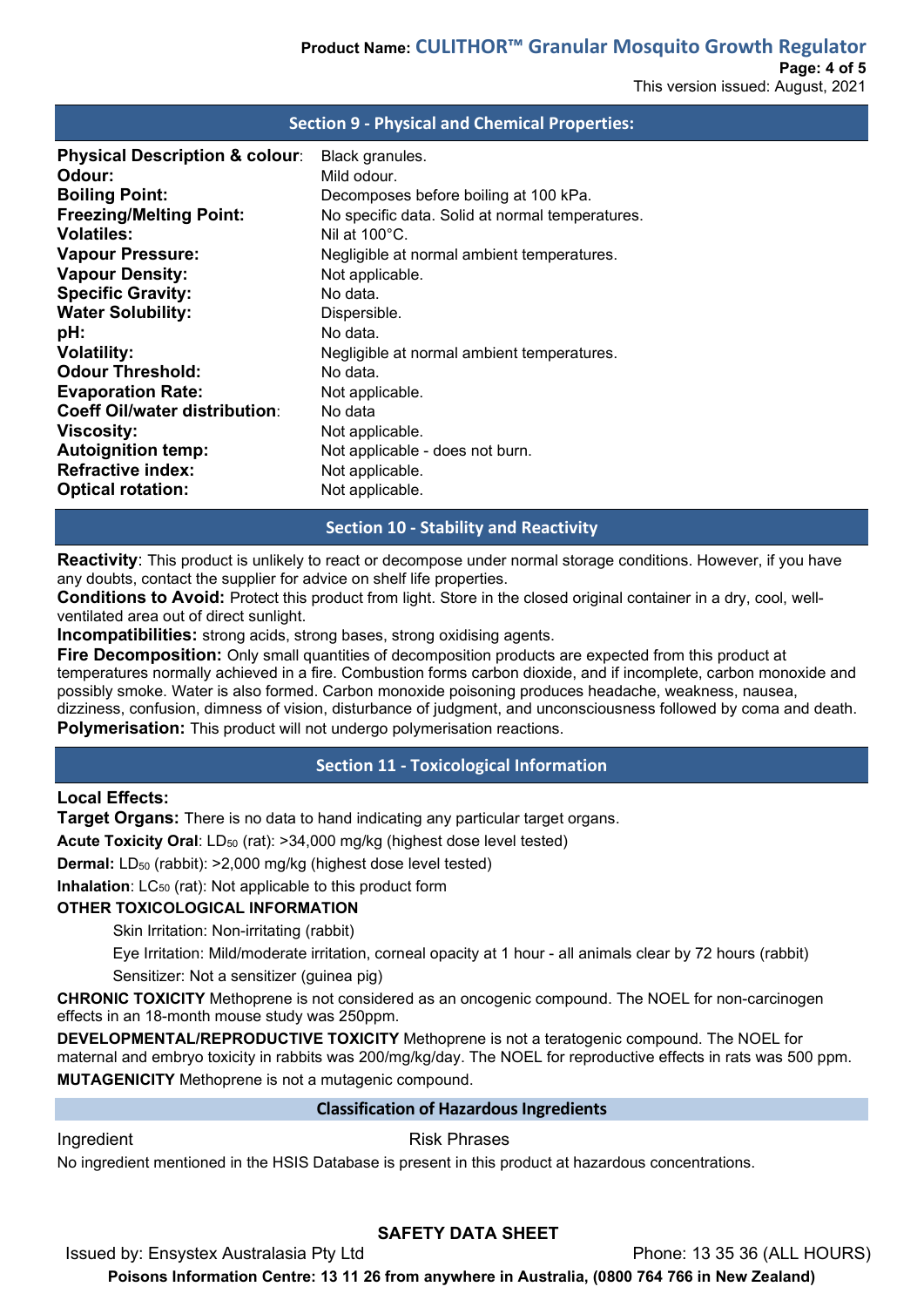## Section 9 - Physical and Chemical Properties:

| | |
|---|---|
| **Physical Description & colour**: | Black granules. |
| **Odour:** | Mild odour. |
| **Boiling Point:** | Decomposes before boiling at 100 kPa. |
| **Freezing/Melting Point:** | No specific data. Solid at normal temperatures. |
| **Volatiles:** | Nil at 100°C. |
| **Vapour Pressure:** | Negligible at normal ambient temperatures. |
| **Vapour Density:** | Not applicable. |
| **Specific Gravity:** | No data. |
| **Water Solubility:** | Dispersible. |
| **pH:** | No data. |
| **Volatility:** | Negligible at normal ambient temperatures. |
| **Odour Threshold:** | No data. |
| **Evaporation Rate:** | Not applicable. |
| **Coeff Oil/water distribution**: | No data |
| **Viscosity:** | Not applicable. |
| **Autoignition temp:** | Not applicable - does not burn. |
| **Refractive index:** | Not applicable. |
| **Optical rotation:** | Not applicable. |

## Section 10 - Stability and Reactivity

**Reactivity**: This product is unlikely to react or decompose under normal storage conditions. However, if you have any doubts, contact the supplier for advice on shelf life properties.

**Conditions to Avoid:** Protect this product from light. Store in the closed original container in a dry, cool, well-ventilated area out of direct sunlight.

**Incompatibilities:** strong acids, strong bases, strong oxidising agents.

**Fire Decomposition:** Only small quantities of decomposition products are expected from this product at temperatures normally achieved in a fire. Combustion forms carbon dioxide, and if incomplete, carbon monoxide and possibly smoke. Water is also formed. Carbon monoxide poisoning produces headache, weakness, nausea, dizziness, confusion, dimness of vision, disturbance of judgment, and unconsciousness followed by coma and death.

**Polymerisation:** This product will not undergo polymerisation reactions.

## Section 11 - Toxicological Information

**Local Effects:**

**Target Organs:** There is no data to hand indicating any particular target organs.

**Acute Toxicity Oral**: $LD_{50}$ (rat): >34,000 mg/kg (highest dose level tested)

**Dermal:** $LD_{50}$ (rabbit): >2,000 mg/kg (highest dose level tested)

**Inhalation**: $LC_{50}$ (rat): Not applicable to this product form

**OTHER TOXICOLOGICAL INFORMATION**

Skin Irritation: Non-irritating (rabbit)

Eye Irritation: Mild/moderate irritation, corneal opacity at 1 hour - all animals clear by 72 hours (rabbit)

Sensitizer: Not a sensitizer (guinea pig)

**CHRONIC TOXICITY** Methoprene is not considered as an oncogenic compound. The NOEL for non-carcinogen effects in an 18-month mouse study was 250ppm.

**DEVELOPMENTAL/REPRODUCTIVE TOXICITY** Methoprene is not a teratogenic compound. The NOEL for maternal and embryo toxicity in rabbits was 200/mg/kg/day. The NOEL for reproductive effects in rats was 500 ppm.

**MUTAGENICITY** Methoprene is not a mutagenic compound.

### Classification of Hazardous Ingredients

| Ingredient | Risk Phrases |
|---|---|

No ingredient mentioned in the HSIS Database is present in this product at hazardous concentrations.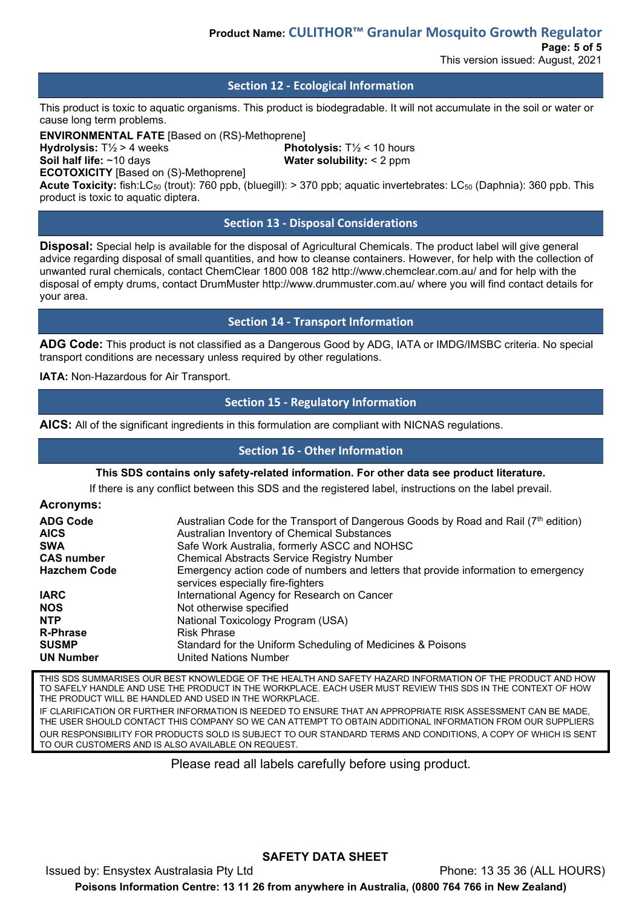## Section 12 - Ecological Information

This product is toxic to aquatic organisms. This product is biodegradable. It will not accumulate in the soil or water or cause long term problems.

**ENVIRONMENTAL FATE** [Based on (RS)-Methoprene]

**Hydrolysis:** T½ > 4 weeks
**Photolysis:** T½ < 10 hours
**Soil half life:** ~10 days
**Water solubility:** < 2 ppm

**ECOTOXICITY** [Based on (S)-Methoprene]

**Acute Toxicity:** fish:$LC_{50}$ (trout): 760 ppb, (bluegill): > 370 ppb; aquatic invertebrates: $LC_{50}$ (Daphnia): 360 ppb. This product is toxic to aquatic diptera.

## Section 13 - Disposal Considerations

**Disposal:** Special help is available for the disposal of Agricultural Chemicals. The product label will give general advice regarding disposal of small quantities, and how to cleanse containers. However, for help with the collection of unwanted rural chemicals, contact ChemClear 1800 008 182 http://www.chemclear.com.au/ and for help with the disposal of empty drums, contact DrumMuster http://www.drummuster.com.au/ where you will find contact details for your area.

## Section 14 - Transport Information

**ADG Code:** This product is not classified as a Dangerous Good by ADG, IATA or IMDG/IMSBC criteria. No special transport conditions are necessary unless required by other regulations.

**IATA:** Non-Hazardous for Air Transport.

## Section 15 - Regulatory Information

**AICS:** All of the significant ingredients in this formulation are compliant with NICNAS regulations.

## Section 16 - Other Information

**This SDS contains only safety-related information. For other data see product literature.**

If there is any conflict between this SDS and the registered label, instructions on the label prevail.

**Acronyms:**

| | |
|---|---|
| **ADG Code** | Australian Code for the Transport of Dangerous Goods by Road and Rail (7th edition) |
| **AICS** | Australian Inventory of Chemical Substances |
| **SWA** | Safe Work Australia, formerly ASCC and NOHSC |
| **CAS number** | Chemical Abstracts Service Registry Number |
| **Hazchem Code** | Emergency action code of numbers and letters that provide information to emergency services especially fire-fighters |
| **IARC** | International Agency for Research on Cancer |
| **NOS** | Not otherwise specified |
| **NTP** | National Toxicology Program (USA) |
| **R-Phrase** | Risk Phrase |
| **SUSMP** | Standard for the Uniform Scheduling of Medicines & Poisons |
| **UN Number** | United Nations Number |

THIS SDS SUMMARISES OUR BEST KNOWLEDGE OF THE HEALTH AND SAFETY HAZARD INFORMATION OF THE PRODUCT AND HOW TO SAFELY HANDLE AND USE THE PRODUCT IN THE WORKPLACE. EACH USER MUST REVIEW THIS SDS IN THE CONTEXT OF HOW THE PRODUCT WILL BE HANDLED AND USED IN THE WORKPLACE.

IF CLARIFICATION OR FURTHER INFORMATION IS NEEDED TO ENSURE THAT AN APPROPRIATE RISK ASSESSMENT CAN BE MADE, THE USER SHOULD CONTACT THIS COMPANY SO WE CAN ATTEMPT TO OBTAIN ADDITIONAL INFORMATION FROM OUR SUPPLIERS

OUR RESPONSIBILITY FOR PRODUCTS SOLD IS SUBJECT TO OUR STANDARD TERMS AND CONDITIONS, A COPY OF WHICH IS SENT TO OUR CUSTOMERS AND IS ALSO AVAILABLE ON REQUEST.

Please read all labels carefully before using product.